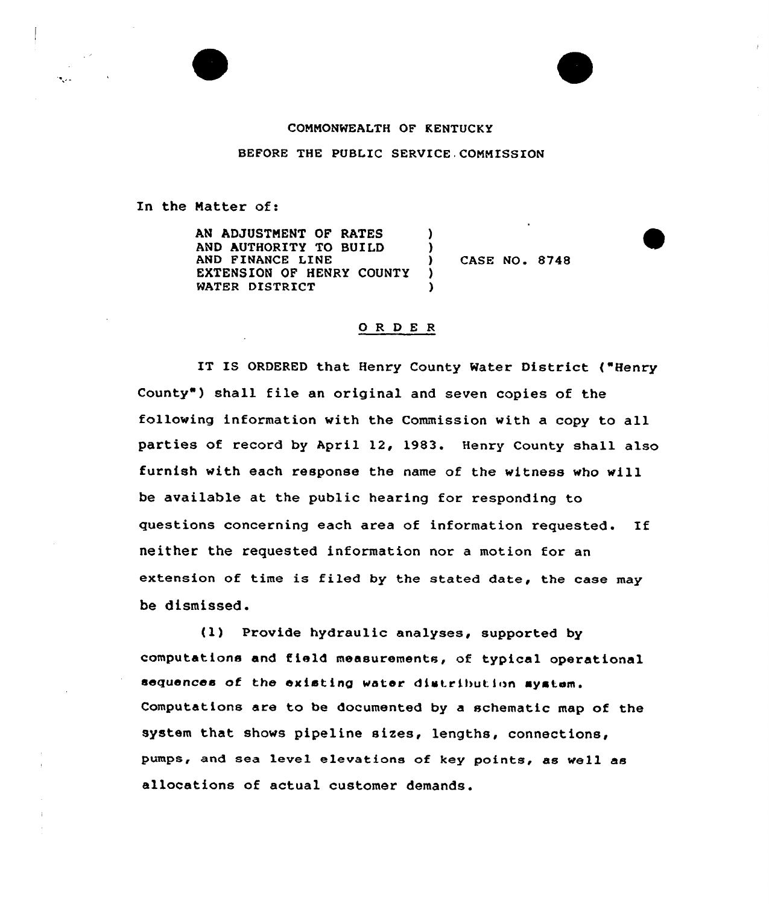COMMONWEALTH OF KENTUCKY

BEFORE THE PUBLIC SERVICE COMMISSION

In the Matter of:

| | | |
|---|---|---|
| AN ADJUSTMENT OF RATES AND AUTHORITY TO BUILD AND FINANCE LINE EXTENSION OF HENRY COUNTY WATER DISTRICT | ) | CASE NO. 8748 |

## ORDER

IT IS ORDERED that Henry County Water District ("Henry County") shall file an original and seven copies of the following information with the Commission with a copy to all parties of record by April 12, 1983. Henry County shall also furnish with each response the name of the witness who will be available at the public hearing for responding to questions concerning each area of information requested. If neither the requested information nor a motion for an extension of time is filed by the stated date, the case may be dismissed.

(1) Provide hydraulic analyses, supported by computations and field measurements, of typical operational sequences of the existing water distribution system. Computations are to be documented by a schematic map of the system that shows pipeline sizes, lengths, connections, pumps, and sea level elevations of key points, as well as allocations of actual customer demands.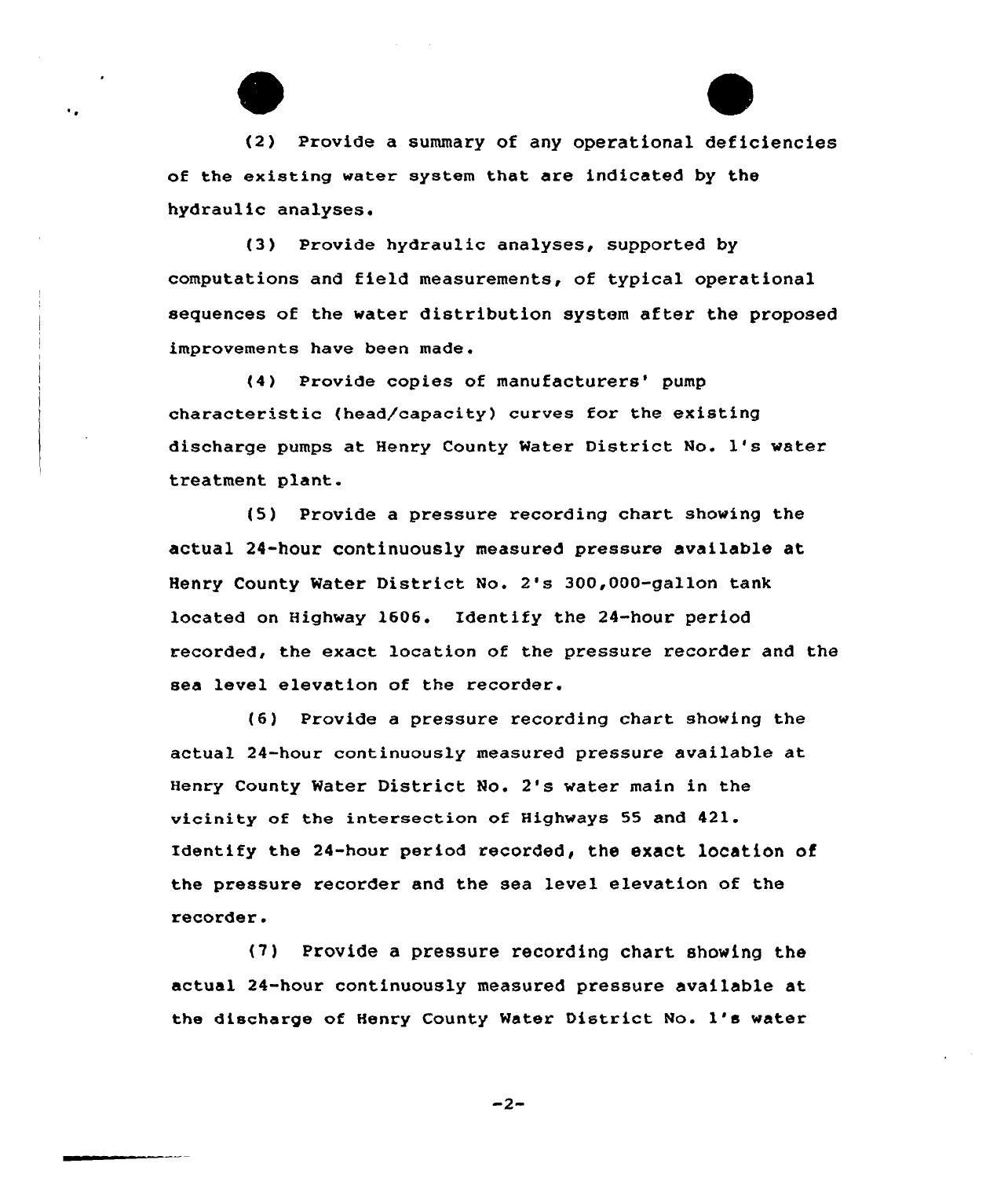(2) Provide a summary of any operational deficiencies of the existing water system that are indicated by the hydraulic analyses.

(3) Provide hydraulic analyses, supported by computations and field measurements, of typical operational sequences of the water distribution system after the proposed improvements have been made.

(4) Provide copies of manufacturers' pump characteristic (head/capacity) curves for the existing discharge pumps at Henry County Water District No. 1's water treatment plant.

(5) Provide a pressure recording chart showing the actual 24-hour continuously measured pressure available at Henry County Water District No. 2's 300,000-gallon tank located on Highway 1606. Identify the 24-hour period recorded, the exact location of the pressure recorder and the sea level elevation of the recorder.

(6) Provide a pressure recording chart showing the actual 24-hour continuously measured pressure available at Henry County Water District No. 2's water main in the vicinity of the intersection of Highways 55 and 421. Identify the 24-hour period recorded, the exact location of the pressure recorder and the sea level elevation of the recorder.

(7) Provide a pressure recording chart showing the actual 24-hour continuously measured pressure available at the discharge of Henry County Water District No. 1's water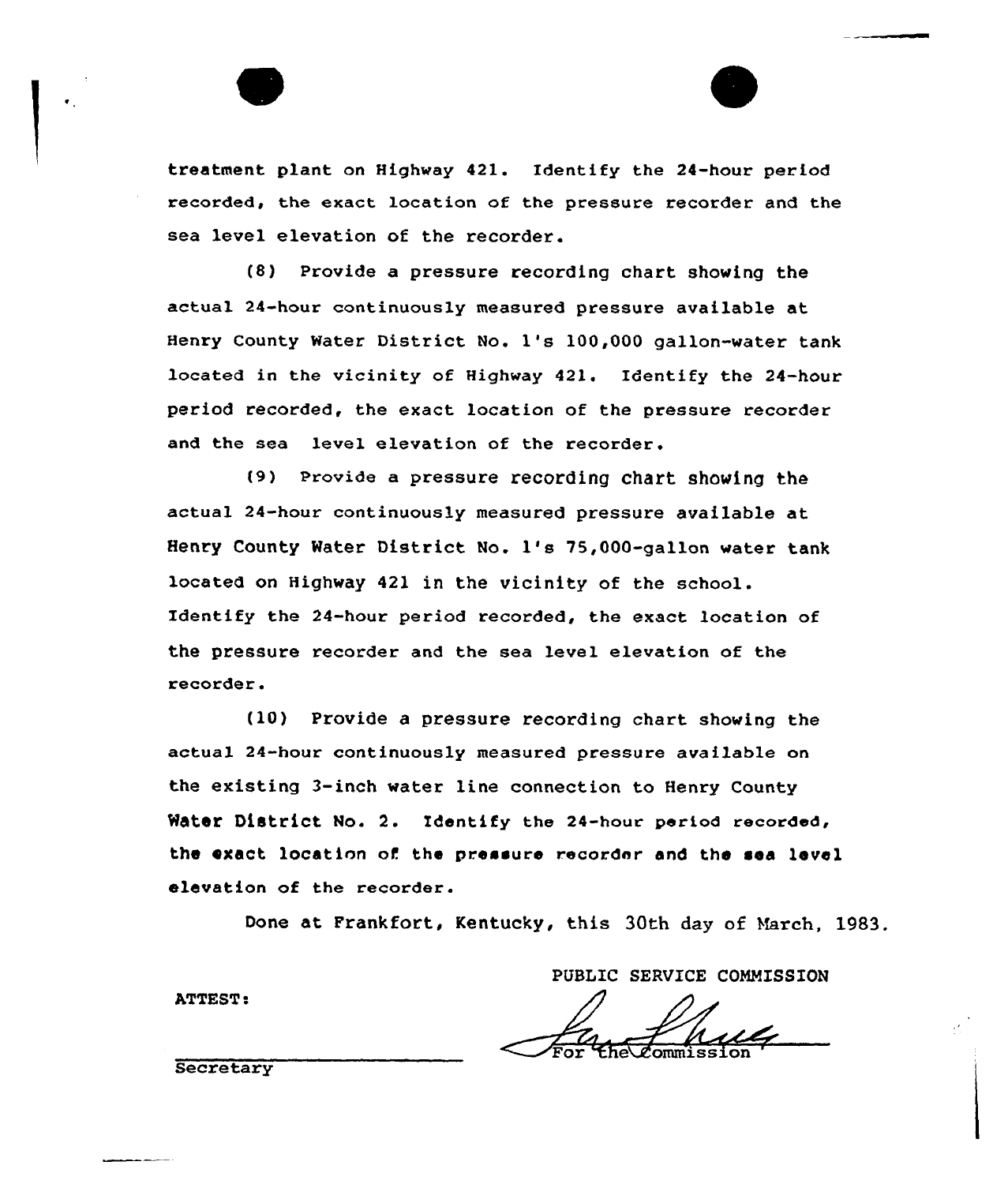treatment plant on Highway 421. Identify the 24-hour period recorded, the exact location of the pressure recorder and the sea level elevation of the recorder.

(8) Provide a pressure recording chart showing the actual 24-hour continuously measured pressure available at Henry County Water District No. 1's 100,000 gallon-water tank located in the vicinity of Highway 421. Identify the 24-hour period recorded, the exact location of the pressure recorder and the sea level elevation of the recorder.

(9) Provide a pressure recording chart showing the actual 24-hour continuously measured pressure available at Henry County Water District No. 1's 75,000-gallon water tank located on Highway 421 in the vicinity of the school. Identify the 24-hour period recorded, the exact location of the pressure recorder and the sea level elevation of the recorder.

(10) Provide a pressure recording chart showing the actual 24-hour continuously measured pressure available on the existing 3-inch water line connection to Henry County Water District No. 2. Identify the 24-hour period recorded, the exact location of the pressure recorder and the sea level elevation of the recorder.

Done at Frankfort, Kentucky, this 30th day of March, 1983.

PUBLIC SERVICE COMMISSION

For the Commission

ATTEST:

Secretary